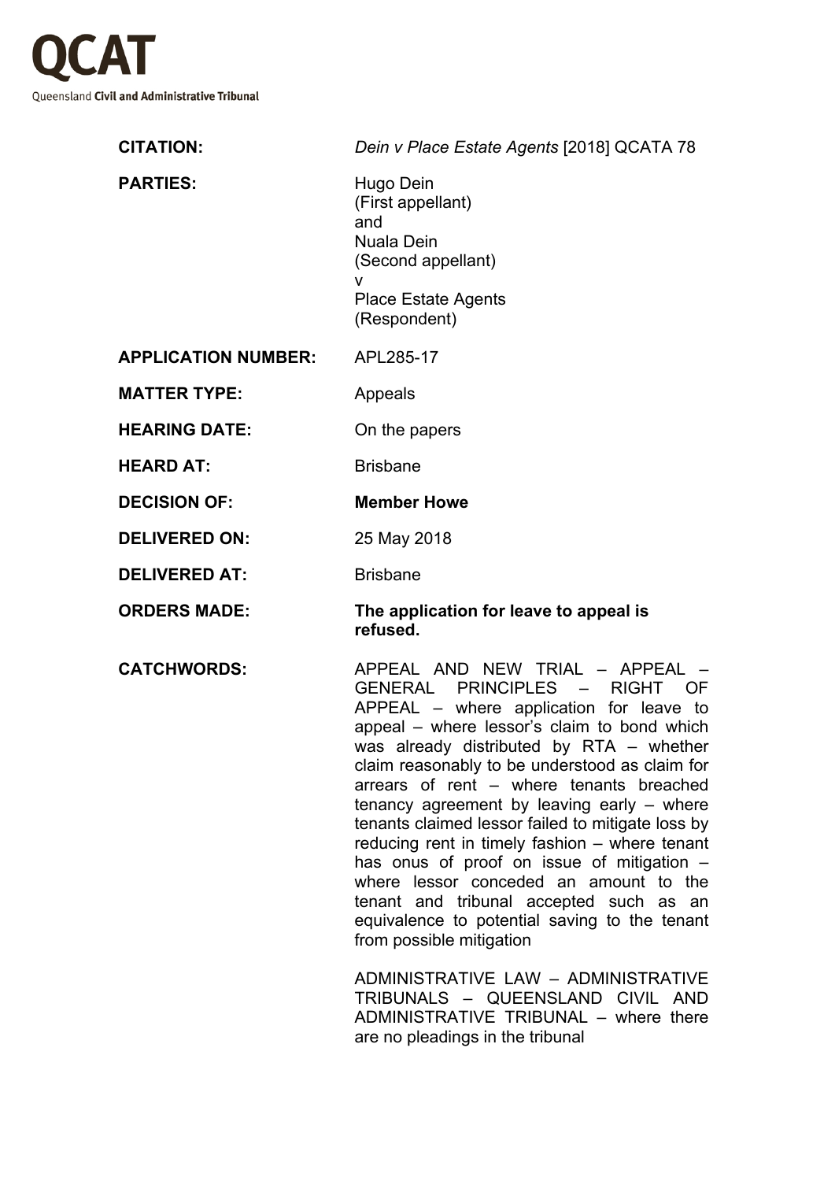# QCAT

Queensland **Civil and Administrative Tribunal**

| | |
|---|---|
| **CITATION:** | *Dein v Place Estate Agents* [2018] QCATA 78 |
| **PARTIES:** | Hugo Dein<br>(First appellant)<br>and<br>Nuala Dein<br>(Second appellant)<br>v<br>Place Estate Agents<br>(Respondent) |
| **APPLICATION NUMBER:** | APL285-17 |
| **MATTER TYPE:** | Appeals |
| **HEARING DATE:** | On the papers |
| **HEARD AT:** | Brisbane |
| **DECISION OF:** | **Member Howe** |
| **DELIVERED ON:** | 25 May 2018 |
| **DELIVERED AT:** | Brisbane |
| **ORDERS MADE:** | **The application for leave to appeal is refused.** |
| **CATCHWORDS:** | APPEAL AND NEW TRIAL – APPEAL – GENERAL PRINCIPLES – RIGHT OF APPEAL – where application for leave to appeal – where lessor's claim to bond which was already distributed by RTA – whether claim reasonably to be understood as claim for arrears of rent – where tenants breached tenancy agreement by leaving early – where tenants claimed lessor failed to mitigate loss by reducing rent in timely fashion – where tenant has onus of proof on issue of mitigation – where lessor conceded an amount to the tenant and tribunal accepted such as an equivalence to potential saving to the tenant from possible mitigation<br><br>ADMINISTRATIVE LAW – ADMINISTRATIVE TRIBUNALS – QUEENSLAND CIVIL AND ADMINISTRATIVE TRIBUNAL – where there are no pleadings in the tribunal |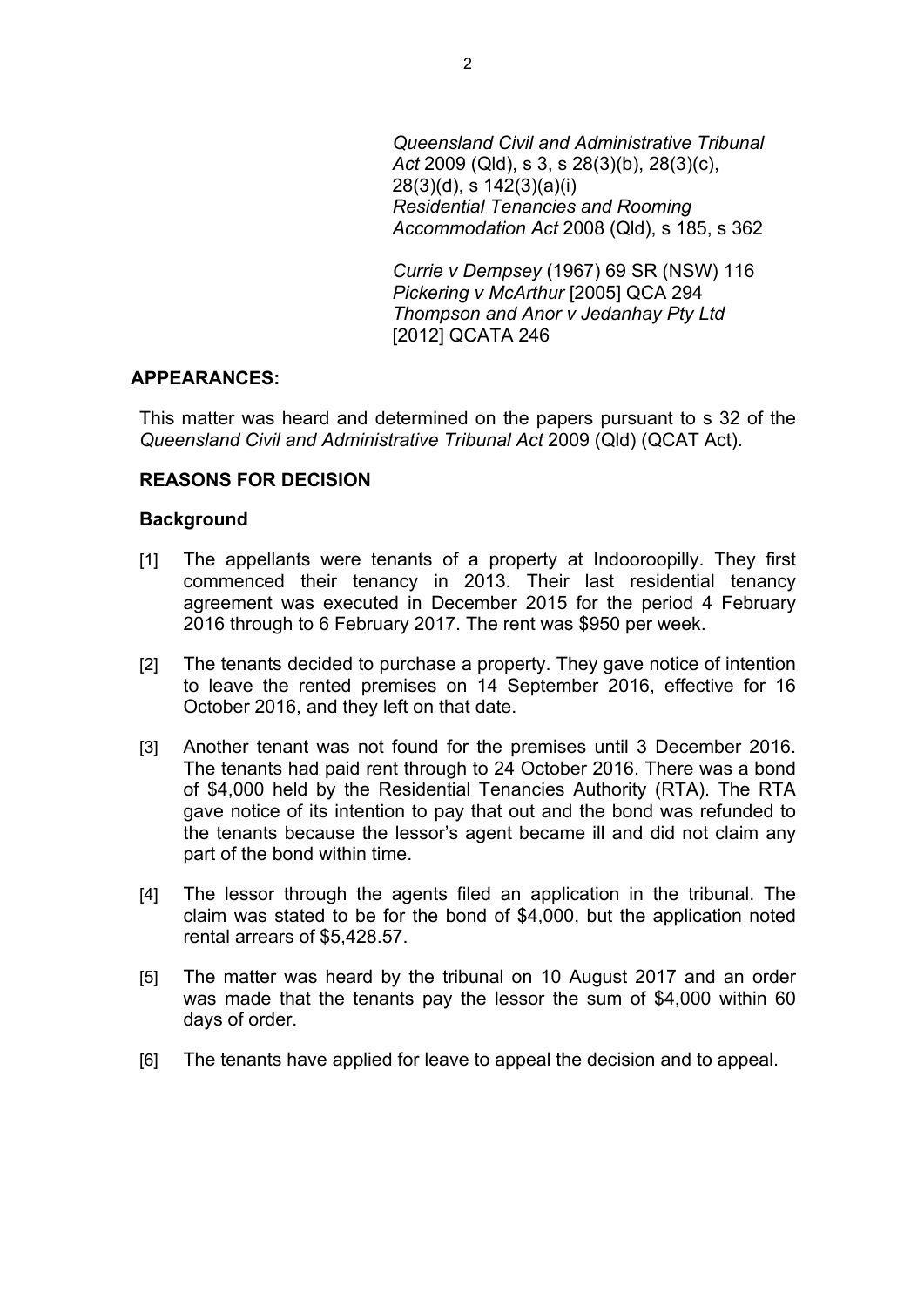*Queensland Civil and Administrative Tribunal Act* 2009 (Qld), s 3, s 28(3)(b), 28(3)(c), 28(3)(d), s 142(3)(a)(i)
*Residential Tenancies and Rooming Accommodation Act* 2008 (Qld), s 185, s 362

*Currie v Dempsey* (1967) 69 SR (NSW) 116
*Pickering v McArthur* [2005] QCA 294
*Thompson and Anor v Jedanhay Pty Ltd* [2012] QCATA 246

**APPEARANCES:**

This matter was heard and determined on the papers pursuant to s 32 of the *Queensland Civil and Administrative Tribunal Act* 2009 (Qld) (QCAT Act).

## REASONS FOR DECISION

### Background

[1] The appellants were tenants of a property at Indooroopilly. They first commenced their tenancy in 2013. Their last residential tenancy agreement was executed in December 2015 for the period 4 February 2016 through to 6 February 2017. The rent was $950 per week.

[2] The tenants decided to purchase a property. They gave notice of intention to leave the rented premises on 14 September 2016, effective for 16 October 2016, and they left on that date.

[3] Another tenant was not found for the premises until 3 December 2016. The tenants had paid rent through to 24 October 2016. There was a bond of $4,000 held by the Residential Tenancies Authority (RTA). The RTA gave notice of its intention to pay that out and the bond was refunded to the tenants because the lessor's agent became ill and did not claim any part of the bond within time.

[4] The lessor through the agents filed an application in the tribunal. The claim was stated to be for the bond of $4,000, but the application noted rental arrears of $5,428.57.

[5] The matter was heard by the tribunal on 10 August 2017 and an order was made that the tenants pay the lessor the sum of $4,000 within 60 days of order.

[6] The tenants have applied for leave to appeal the decision and to appeal.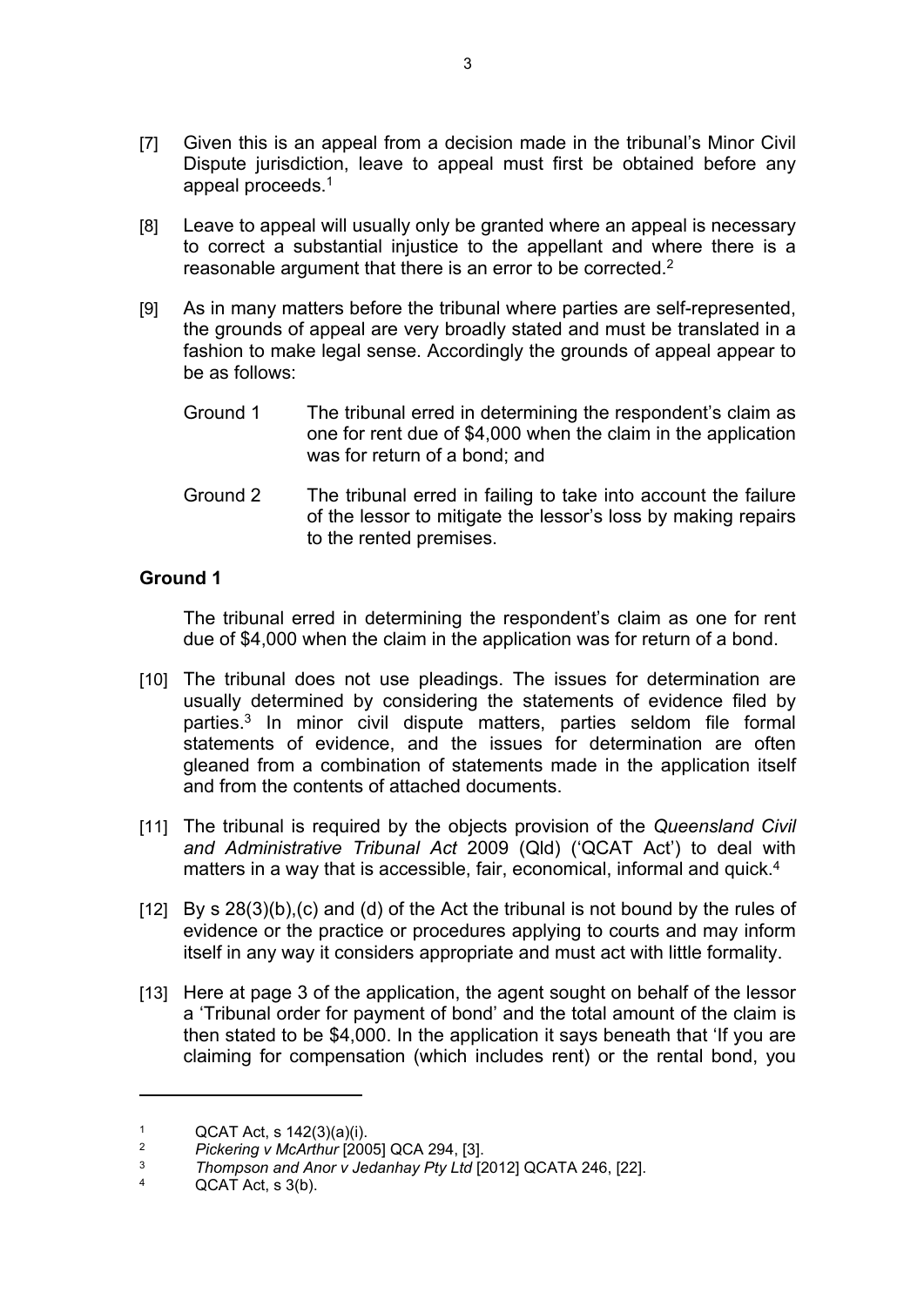[7] Given this is an appeal from a decision made in the tribunal's Minor Civil Dispute jurisdiction, leave to appeal must first be obtained before any appeal proceeds.[1]

[8] Leave to appeal will usually only be granted where an appeal is necessary to correct a substantial injustice to the appellant and where there is a reasonable argument that there is an error to be corrected.[2]

[9] As in many matters before the tribunal where parties are self-represented, the grounds of appeal are very broadly stated and must be translated in a fashion to make legal sense. Accordingly the grounds of appeal appear to be as follows:

Ground 1 The tribunal erred in determining the respondent's claim as one for rent due of $4,000 when the claim in the application was for return of a bond; and

Ground 2 The tribunal erred in failing to take into account the failure of the lessor to mitigate the lessor's loss by making repairs to the rented premises.

## Ground 1

The tribunal erred in determining the respondent's claim as one for rent due of $4,000 when the claim in the application was for return of a bond.

[10] The tribunal does not use pleadings. The issues for determination are usually determined by considering the statements of evidence filed by parties.[3] In minor civil dispute matters, parties seldom file formal statements of evidence, and the issues for determination are often gleaned from a combination of statements made in the application itself and from the contents of attached documents.

[11] The tribunal is required by the objects provision of the *Queensland Civil and Administrative Tribunal Act* 2009 (Qld) ('QCAT Act') to deal with matters in a way that is accessible, fair, economical, informal and quick.[4]

[12] By s 28(3)(b),(c) and (d) of the Act the tribunal is not bound by the rules of evidence or the practice or procedures applying to courts and may inform itself in any way it considers appropriate and must act with little formality.

[13] Here at page 3 of the application, the agent sought on behalf of the lessor a 'Tribunal order for payment of bond' and the total amount of the claim is then stated to be $4,000. In the application it says beneath that 'If you are claiming for compensation (which includes rent) or the rental bond, you

---

[1] QCAT Act, s 142(3)(a)(i).

[2] *Pickering v McArthur* [2005] QCA 294, [3].

[3] *Thompson and Anor v Jedanhay Pty Ltd* [2012] QCATA 246, [22].

[4] QCAT Act, s 3(b).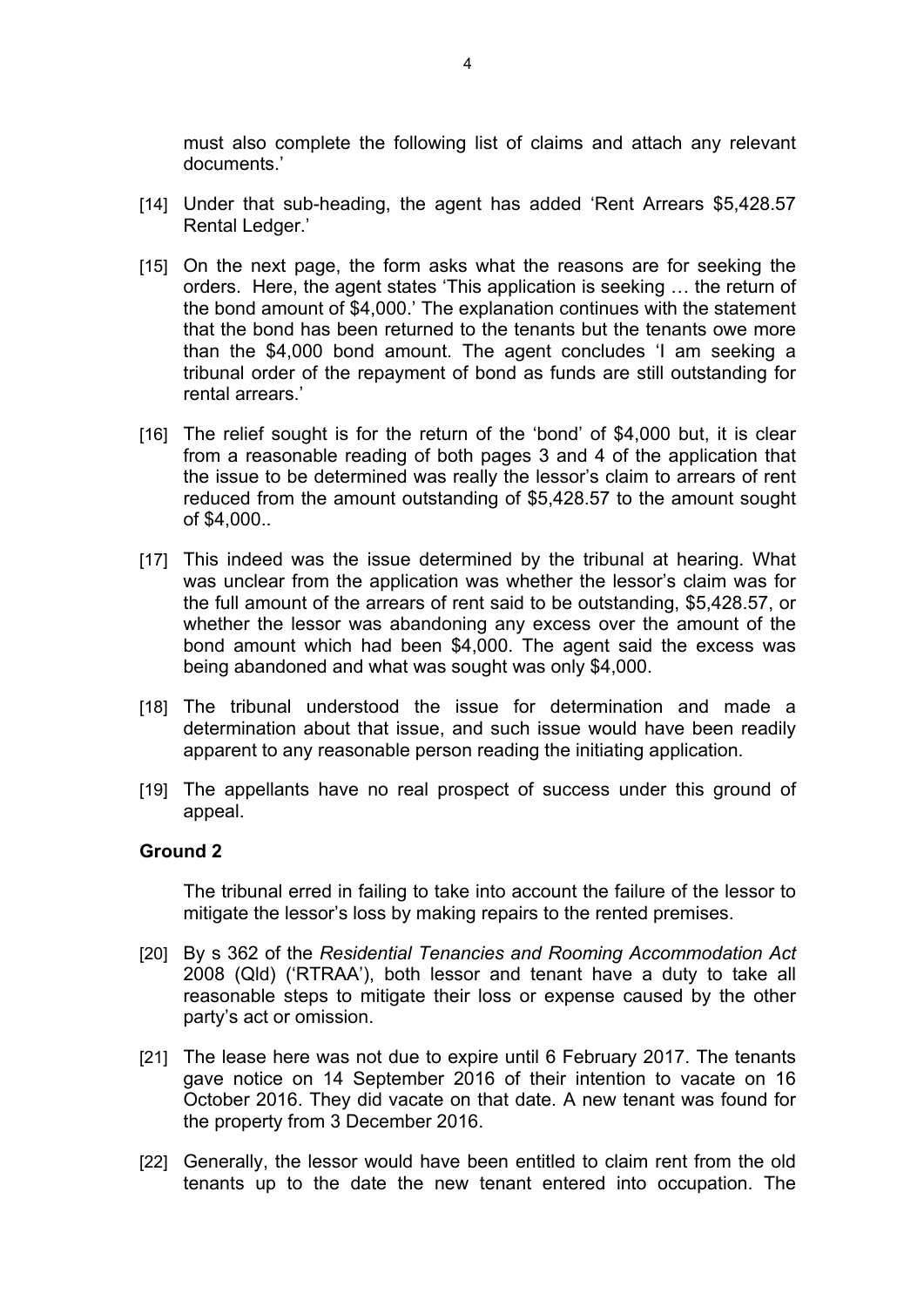must also complete the following list of claims and attach any relevant documents.'

[14] Under that sub-heading, the agent has added 'Rent Arrears $5,428.57 Rental Ledger.'

[15] On the next page, the form asks what the reasons are for seeking the orders. Here, the agent states 'This application is seeking … the return of the bond amount of $4,000.' The explanation continues with the statement that the bond has been returned to the tenants but the tenants owe more than the $4,000 bond amount. The agent concludes 'I am seeking a tribunal order of the repayment of bond as funds are still outstanding for rental arrears.'

[16] The relief sought is for the return of the 'bond' of $4,000 but, it is clear from a reasonable reading of both pages 3 and 4 of the application that the issue to be determined was really the lessor's claim to arrears of rent reduced from the amount outstanding of $5,428.57 to the amount sought of $4,000..

[17] This indeed was the issue determined by the tribunal at hearing. What was unclear from the application was whether the lessor's claim was for the full amount of the arrears of rent said to be outstanding, $5,428.57, or whether the lessor was abandoning any excess over the amount of the bond amount which had been $4,000. The agent said the excess was being abandoned and what was sought was only $4,000.

[18] The tribunal understood the issue for determination and made a determination about that issue, and such issue would have been readily apparent to any reasonable person reading the initiating application.

[19] The appellants have no real prospect of success under this ground of appeal.

**Ground 2**

The tribunal erred in failing to take into account the failure of the lessor to mitigate the lessor's loss by making repairs to the rented premises.

[20] By s 362 of the *Residential Tenancies and Rooming Accommodation Act* 2008 (Qld) ('RTRAA'), both lessor and tenant have a duty to take all reasonable steps to mitigate their loss or expense caused by the other party's act or omission.

[21] The lease here was not due to expire until 6 February 2017. The tenants gave notice on 14 September 2016 of their intention to vacate on 16 October 2016. They did vacate on that date. A new tenant was found for the property from 3 December 2016.

[22] Generally, the lessor would have been entitled to claim rent from the old tenants up to the date the new tenant entered into occupation. The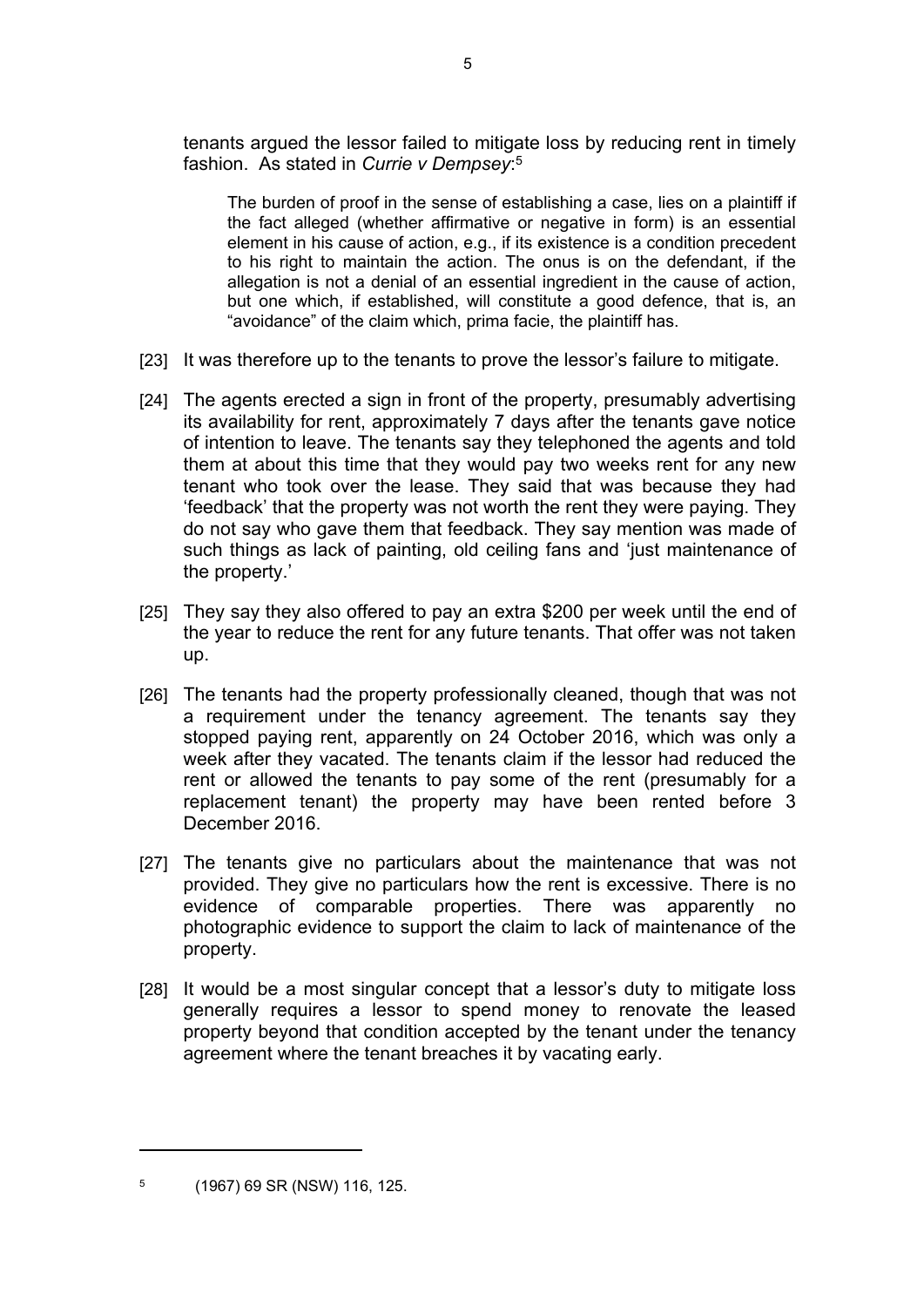tenants argued the lessor failed to mitigate loss by reducing rent in timely fashion. As stated in *Currie v Dempsey*:[5]

> The burden of proof in the sense of establishing a case, lies on a plaintiff if the fact alleged (whether affirmative or negative in form) is an essential element in his cause of action, e.g., if its existence is a condition precedent to his right to maintain the action. The onus is on the defendant, if the allegation is not a denial of an essential ingredient in the cause of action, but one which, if established, will constitute a good defence, that is, an "avoidance" of the claim which, prima facie, the plaintiff has.

[23] It was therefore up to the tenants to prove the lessor's failure to mitigate.

[24] The agents erected a sign in front of the property, presumably advertising its availability for rent, approximately 7 days after the tenants gave notice of intention to leave. The tenants say they telephoned the agents and told them at about this time that they would pay two weeks rent for any new tenant who took over the lease. They said that was because they had 'feedback' that the property was not worth the rent they were paying. They do not say who gave them that feedback. They say mention was made of such things as lack of painting, old ceiling fans and 'just maintenance of the property.'

[25] They say they also offered to pay an extra $200 per week until the end of the year to reduce the rent for any future tenants. That offer was not taken up.

[26] The tenants had the property professionally cleaned, though that was not a requirement under the tenancy agreement. The tenants say they stopped paying rent, apparently on 24 October 2016, which was only a week after they vacated. The tenants claim if the lessor had reduced the rent or allowed the tenants to pay some of the rent (presumably for a replacement tenant) the property may have been rented before 3 December 2016.

[27] The tenants give no particulars about the maintenance that was not provided. They give no particulars how the rent is excessive. There is no evidence of comparable properties. There was apparently no photographic evidence to support the claim to lack of maintenance of the property.

[28] It would be a most singular concept that a lessor's duty to mitigate loss generally requires a lessor to spend money to renovate the leased property beyond that condition accepted by the tenant under the tenancy agreement where the tenant breaches it by vacating early.

---

[5] (1967) 69 SR (NSW) 116, 125.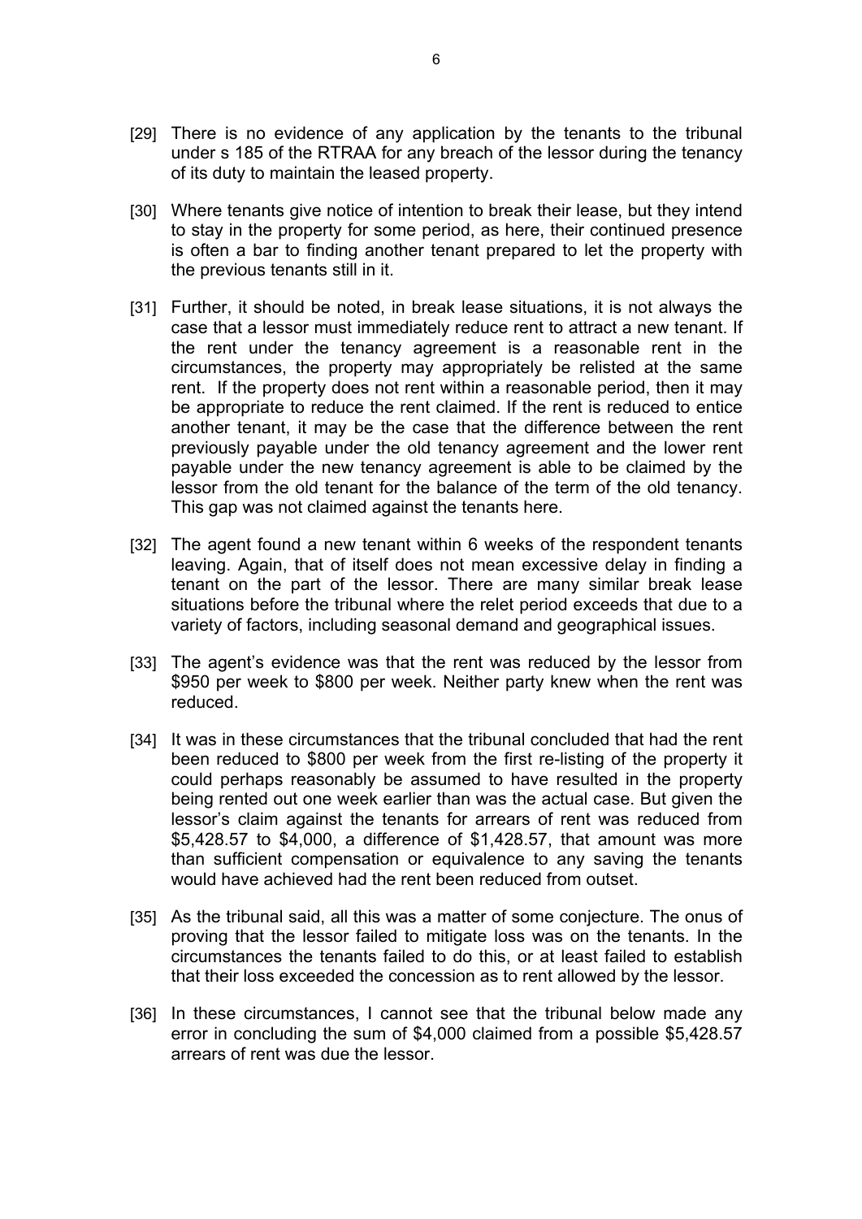[29] There is no evidence of any application by the tenants to the tribunal under s 185 of the RTRAA for any breach of the lessor during the tenancy of its duty to maintain the leased property.

[30] Where tenants give notice of intention to break their lease, but they intend to stay in the property for some period, as here, their continued presence is often a bar to finding another tenant prepared to let the property with the previous tenants still in it.

[31] Further, it should be noted, in break lease situations, it is not always the case that a lessor must immediately reduce rent to attract a new tenant. If the rent under the tenancy agreement is a reasonable rent in the circumstances, the property may appropriately be relisted at the same rent. If the property does not rent within a reasonable period, then it may be appropriate to reduce the rent claimed. If the rent is reduced to entice another tenant, it may be the case that the difference between the rent previously payable under the old tenancy agreement and the lower rent payable under the new tenancy agreement is able to be claimed by the lessor from the old tenant for the balance of the term of the old tenancy. This gap was not claimed against the tenants here.

[32] The agent found a new tenant within 6 weeks of the respondent tenants leaving. Again, that of itself does not mean excessive delay in finding a tenant on the part of the lessor. There are many similar break lease situations before the tribunal where the relet period exceeds that due to a variety of factors, including seasonal demand and geographical issues.

[33] The agent's evidence was that the rent was reduced by the lessor from $950 per week to $800 per week. Neither party knew when the rent was reduced.

[34] It was in these circumstances that the tribunal concluded that had the rent been reduced to $800 per week from the first re-listing of the property it could perhaps reasonably be assumed to have resulted in the property being rented out one week earlier than was the actual case. But given the lessor's claim against the tenants for arrears of rent was reduced from $5,428.57 to $4,000, a difference of $1,428.57, that amount was more than sufficient compensation or equivalence to any saving the tenants would have achieved had the rent been reduced from outset.

[35] As the tribunal said, all this was a matter of some conjecture. The onus of proving that the lessor failed to mitigate loss was on the tenants. In the circumstances the tenants failed to do this, or at least failed to establish that their loss exceeded the concession as to rent allowed by the lessor.

[36] In these circumstances, I cannot see that the tribunal below made any error in concluding the sum of $4,000 claimed from a possible $5,428.57 arrears of rent was due the lessor.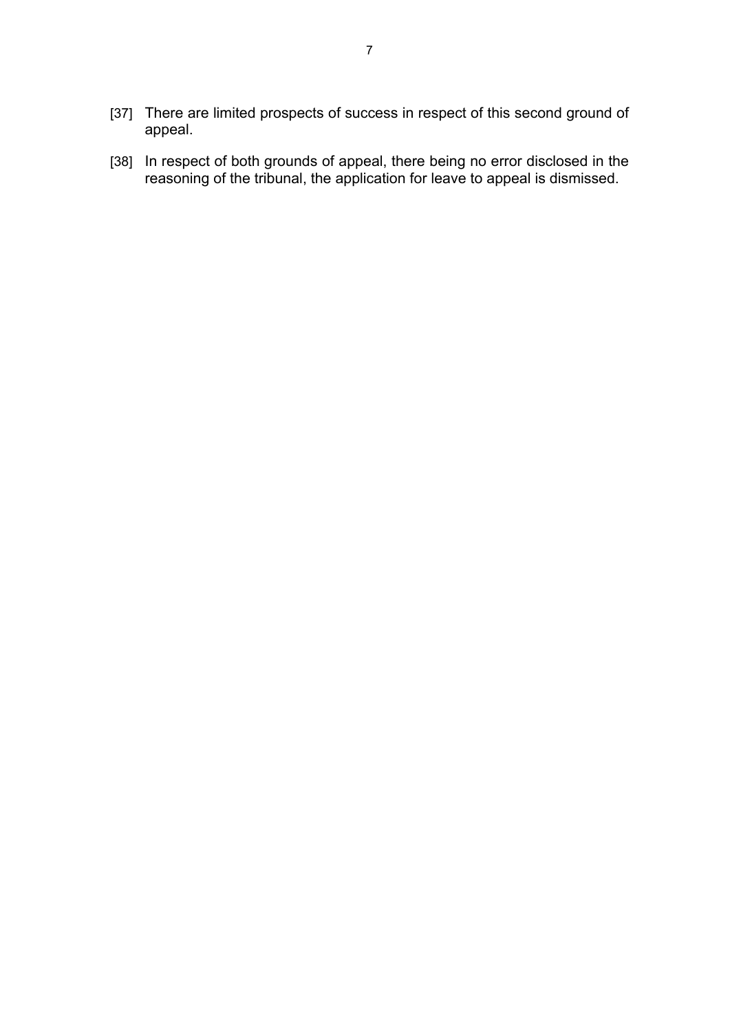[37] There are limited prospects of success in respect of this second ground of appeal.

[38] In respect of both grounds of appeal, there being no error disclosed in the reasoning of the tribunal, the application for leave to appeal is dismissed.